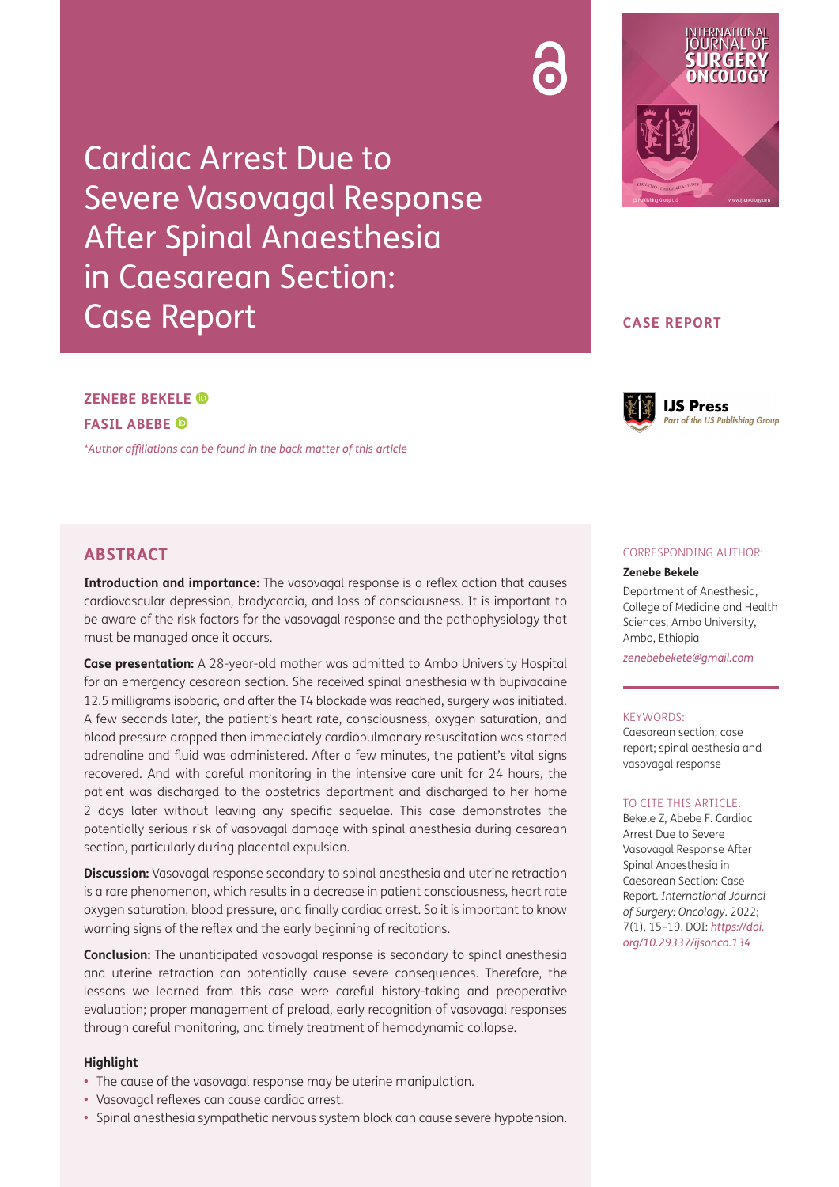# Cardiac Arrest Due to Severe Vasovagal Response After Spinal Anaesthesia in Caesarean Section: Case Report

**CASE REPORT**

**ZENEBE BEKELE**

**FASIL ABEBE**

*\*Author affiliations can be found in the back matter of this article*

## ABSTRACT

**Introduction and importance:** The vasovagal response is a reflex action that causes cardiovascular depression, bradycardia, and loss of consciousness. It is important to be aware of the risk factors for the vasovagal response and the pathophysiology that must be managed once it occurs.

**Case presentation:** A 28-year-old mother was admitted to Ambo University Hospital for an emergency cesarean section. She received spinal anesthesia with bupivacaine 12.5 milligrams isobaric, and after the T4 blockade was reached, surgery was initiated. A few seconds later, the patient's heart rate, consciousness, oxygen saturation, and blood pressure dropped then immediately cardiopulmonary resuscitation was started adrenaline and fluid was administered. After a few minutes, the patient's vital signs recovered. And with careful monitoring in the intensive care unit for 24 hours, the patient was discharged to the obstetrics department and discharged to her home 2 days later without leaving any specific sequelae. This case demonstrates the potentially serious risk of vasovagal damage with spinal anesthesia during cesarean section, particularly during placental expulsion.

**Discussion:** Vasovagal response secondary to spinal anesthesia and uterine retraction is a rare phenomenon, which results in a decrease in patient consciousness, heart rate oxygen saturation, blood pressure, and finally cardiac arrest. So it is important to know warning signs of the reflex and the early beginning of recitations.

**Conclusion:** The unanticipated vasovagal response is secondary to spinal anesthesia and uterine retraction can potentially cause severe consequences. Therefore, the lessons we learned from this case were careful history-taking and preoperative evaluation; proper management of preload, early recognition of vasovagal responses through careful monitoring, and timely treatment of hemodynamic collapse.

### Highlight

- The cause of the vasovagal response may be uterine manipulation.
- Vasovagal reflexes can cause cardiac arrest.
- Spinal anesthesia sympathetic nervous system block can cause severe hypotension.

CORRESPONDING AUTHOR:

**Zenebe Bekele**

Department of Anesthesia, College of Medicine and Health Sciences, Ambo University, Ambo, Ethiopia

*zenebebekete@gmail.com*

KEYWORDS:

Caesarean section; case report; spinal aesthesia and vasovagal response

TO CITE THIS ARTICLE:

Bekele Z, Abebe F. Cardiac Arrest Due to Severe Vasovagal Response After Spinal Anaesthesia in Caesarean Section: Case Report. *International Journal of Surgery: Oncology*. 2022; 7(1), 15–19. DOI: *https://doi.org/10.29337/ijsonco.134*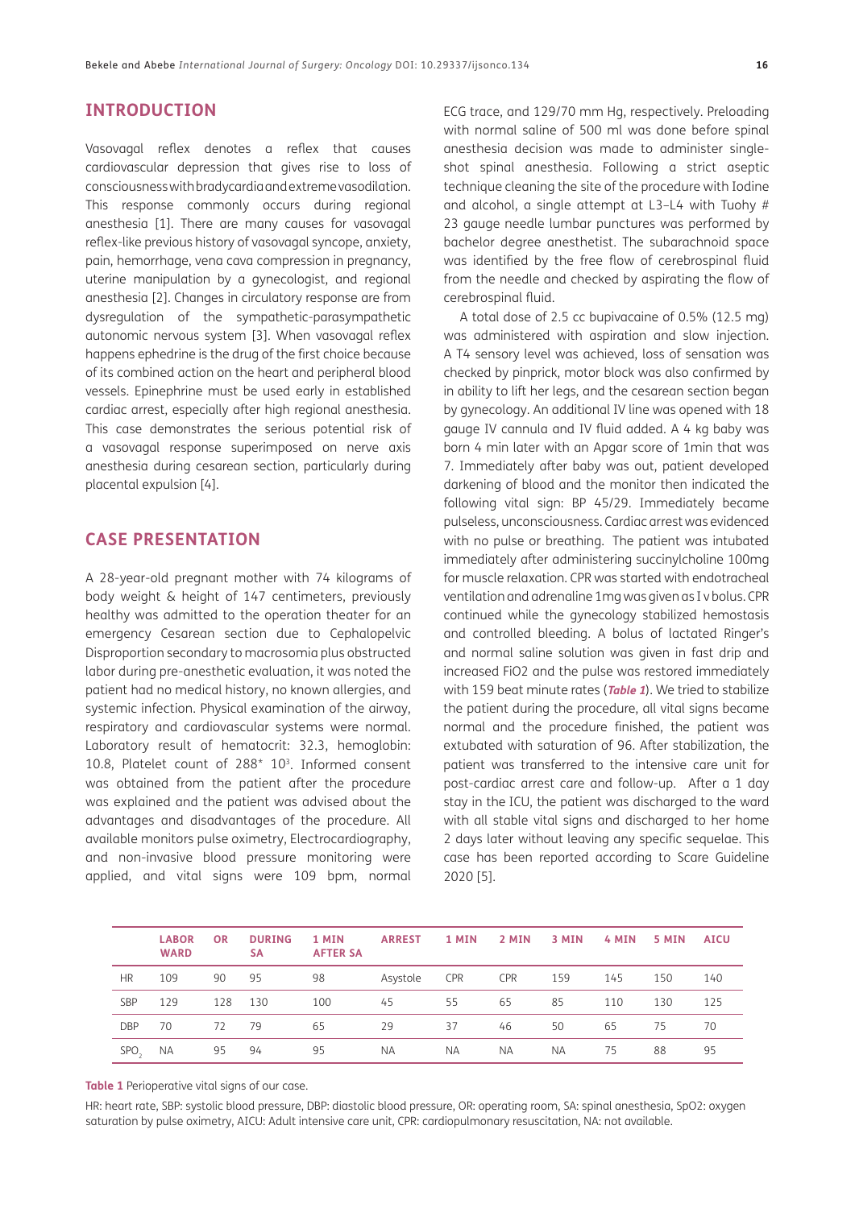## INTRODUCTION

Vasovagal reflex denotes a reflex that causes cardiovascular depression that gives rise to loss of consciousness with bradycardia and extreme vasodilation. This response commonly occurs during regional anesthesia [1]. There are many causes for vasovagal reflex-like previous history of vasovagal syncope, anxiety, pain, hemorrhage, vena cava compression in pregnancy, uterine manipulation by a gynecologist, and regional anesthesia [2]. Changes in circulatory response are from dysregulation of the sympathetic-parasympathetic autonomic nervous system [3]. When vasovagal reflex happens ephedrine is the drug of the first choice because of its combined action on the heart and peripheral blood vessels. Epinephrine must be used early in established cardiac arrest, especially after high regional anesthesia. This case demonstrates the serious potential risk of a vasovagal response superimposed on nerve axis anesthesia during cesarean section, particularly during placental expulsion [4].

## CASE PRESENTATION

A 28-year-old pregnant mother with 74 kilograms of body weight & height of 147 centimeters, previously healthy was admitted to the operation theater for an emergency Cesarean section due to Cephalopelvic Disproportion secondary to macrosomia plus obstructed labor during pre-anesthetic evaluation, it was noted the patient had no medical history, no known allergies, and systemic infection. Physical examination of the airway, respiratory and cardiovascular systems were normal. Laboratory result of hematocrit: 32.3, hemoglobin: 10.8, Platelet count of 288* $10^3$. Informed consent was obtained from the patient after the procedure was explained and the patient was advised about the advantages and disadvantages of the procedure. All available monitors pulse oximetry, Electrocardiography, and non-invasive blood pressure monitoring were applied, and vital signs were 109 bpm, normal ECG trace, and 129/70 mm Hg, respectively. Preloading with normal saline of 500 ml was done before spinal anesthesia decision was made to administer single-shot spinal anesthesia. Following a strict aseptic technique cleaning the site of the procedure with Iodine and alcohol, a single attempt at L3–L4 with Tuohy # 23 gauge needle lumbar punctures was performed by bachelor degree anesthetist. The subarachnoid space was identified by the free flow of cerebrospinal fluid from the needle and checked by aspirating the flow of cerebrospinal fluid.

A total dose of 2.5 cc bupivacaine of 0.5% (12.5 mg) was administered with aspiration and slow injection. A T4 sensory level was achieved, loss of sensation was checked by pinprick, motor block was also confirmed by in ability to lift her legs, and the cesarean section began by gynecology. An additional IV line was opened with 18 gauge IV cannula and IV fluid added. A 4 kg baby was born 4 min later with an Apgar score of 1min that was 7. Immediately after baby was out, patient developed darkening of blood and the monitor then indicated the following vital sign: BP 45/29. Immediately became pulseless, unconsciousness. Cardiac arrest was evidenced with no pulse or breathing. The patient was intubated immediately after administering succinylcholine 100mg for muscle relaxation. CPR was started with endotracheal ventilation and adrenaline 1mg was given as I v bolus. CPR continued while the gynecology stabilized hemostasis and controlled bleeding. A bolus of lactated Ringer's and normal saline solution was given in fast drip and increased FiO2 and the pulse was restored immediately with 159 beat minute rates (***Table 1***). We tried to stabilize the patient during the procedure, all vital signs became normal and the procedure finished, the patient was extubated with saturation of 96. After stabilization, the patient was transferred to the intensive care unit for post-cardiac arrest care and follow-up. After a 1 day stay in the ICU, the patient was discharged to the ward with all stable vital signs and discharged to her home 2 days later without leaving any specific sequelae. This case has been reported according to Scare Guideline 2020 [5].

| | LABOR WARD | OR | DURING SA | 1 MIN AFTER SA | ARREST | 1 MIN | 2 MIN | 3 MIN | 4 MIN | 5 MIN | AICU |
|---|---|---|---|---|---|---|---|---|---|---|---|
| HR | 109 | 90 | 95 | 98 | Asystole | CPR | CPR | 159 | 145 | 150 | 140 |
| SBP | 129 | 128 | 130 | 100 | 45 | 55 | 65 | 85 | 110 | 130 | 125 |
| DBP | 70 | 72 | 79 | 65 | 29 | 37 | 46 | 50 | 65 | 75 | 70 |
| $SPO_2$ | NA | 95 | 94 | 95 | NA | NA | NA | NA | 75 | 88 | 95 |

**Table 1** Perioperative vital signs of our case.

HR: heart rate, SBP: systolic blood pressure, DBP: diastolic blood pressure, OR: operating room, SA: spinal anesthesia, SpO2: oxygen saturation by pulse oximetry, AICU: Adult intensive care unit, CPR: cardiopulmonary resuscitation, NA: not available.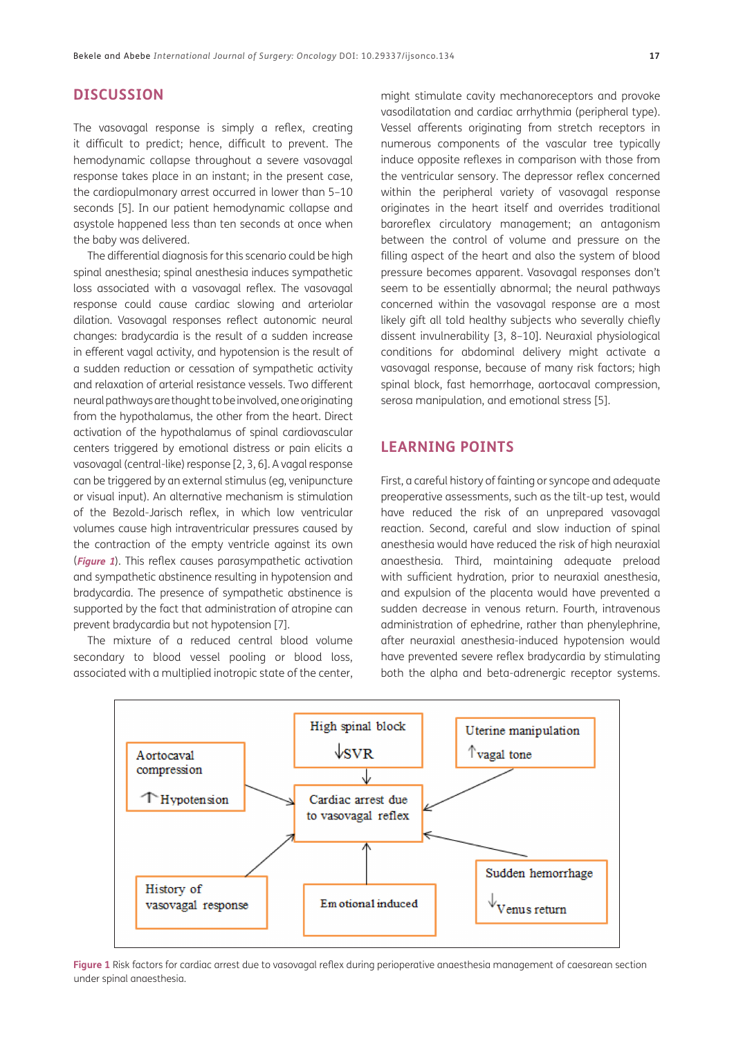## DISCUSSION

The vasovagal response is simply a reflex, creating it difficult to predict; hence, difficult to prevent. The hemodynamic collapse throughout a severe vasovagal response takes place in an instant; in the present case, the cardiopulmonary arrest occurred in lower than 5–10 seconds [5]. In our patient hemodynamic collapse and asystole happened less than ten seconds at once when the baby was delivered.

The differential diagnosis for this scenario could be high spinal anesthesia; spinal anesthesia induces sympathetic loss associated with a vasovagal reflex. The vasovagal response could cause cardiac slowing and arteriolar dilation. Vasovagal responses reflect autonomic neural changes: bradycardia is the result of a sudden increase in efferent vagal activity, and hypotension is the result of a sudden reduction or cessation of sympathetic activity and relaxation of arterial resistance vessels. Two different neural pathways are thought to be involved, one originating from the hypothalamus, the other from the heart. Direct activation of the hypothalamus of spinal cardiovascular centers triggered by emotional distress or pain elicits a vasovagal (central-like) response [2, 3, 6]. A vagal response can be triggered by an external stimulus (eg, venipuncture or visual input). An alternative mechanism is stimulation of the Bezold-Jarisch reflex, in which low ventricular volumes cause high intraventricular pressures caused by the contraction of the empty ventricle against its own (*Figure 1*). This reflex causes parasympathetic activation and sympathetic abstinence resulting in hypotension and bradycardia. The presence of sympathetic abstinence is supported by the fact that administration of atropine can prevent bradycardia but not hypotension [7].

The mixture of a reduced central blood volume secondary to blood vessel pooling or blood loss, associated with a multiplied inotropic state of the center, might stimulate cavity mechanoreceptors and provoke vasodilatation and cardiac arrhythmia (peripheral type). Vessel afferents originating from stretch receptors in numerous components of the vascular tree typically induce opposite reflexes in comparison with those from the ventricular sensory. The depressor reflex concerned within the peripheral variety of vasovagal response originates in the heart itself and overrides traditional baroreflex circulatory management; an antagonism between the control of volume and pressure on the filling aspect of the heart and also the system of blood pressure becomes apparent. Vasovagal responses don't seem to be essentially abnormal; the neural pathways concerned within the vasovagal response are a most likely gift all told healthy subjects who severally chiefly dissent invulnerability [3, 8–10]. Neuraxial physiological conditions for abdominal delivery might activate a vasovagal response, because of many risk factors; high spinal block, fast hemorrhage, aortocaval compression, serosa manipulation, and emotional stress [5].

## LEARNING POINTS

First, a careful history of fainting or syncope and adequate preoperative assessments, such as the tilt-up test, would have reduced the risk of an unprepared vasovagal reaction. Second, careful and slow induction of spinal anesthesia would have reduced the risk of high neuraxial anaesthesia. Third, maintaining adequate preload with sufficient hydration, prior to neuraxial anesthesia, and expulsion of the placenta would have prevented a sudden decrease in venous return. Fourth, intravenous administration of ephedrine, rather than phenylephrine, after neuraxial anesthesia-induced hypotension would have prevented severe reflex bradycardia by stimulating both the alpha and beta-adrenergic receptor systems.

High spinal block ↓SVR

Uterine manipulation ↑vagal tone

Aortocaval compression ↑Hypotension

Cardiac arrest due to vasovagal reflex

History of vasovagal response

Emotional induced

Sudden hemorrhage ↓Venus return

**Figure 1** Risk factors for cardiac arrest due to vasovagal reflex during perioperative anaesthesia management of caesarean section under spinal anaesthesia.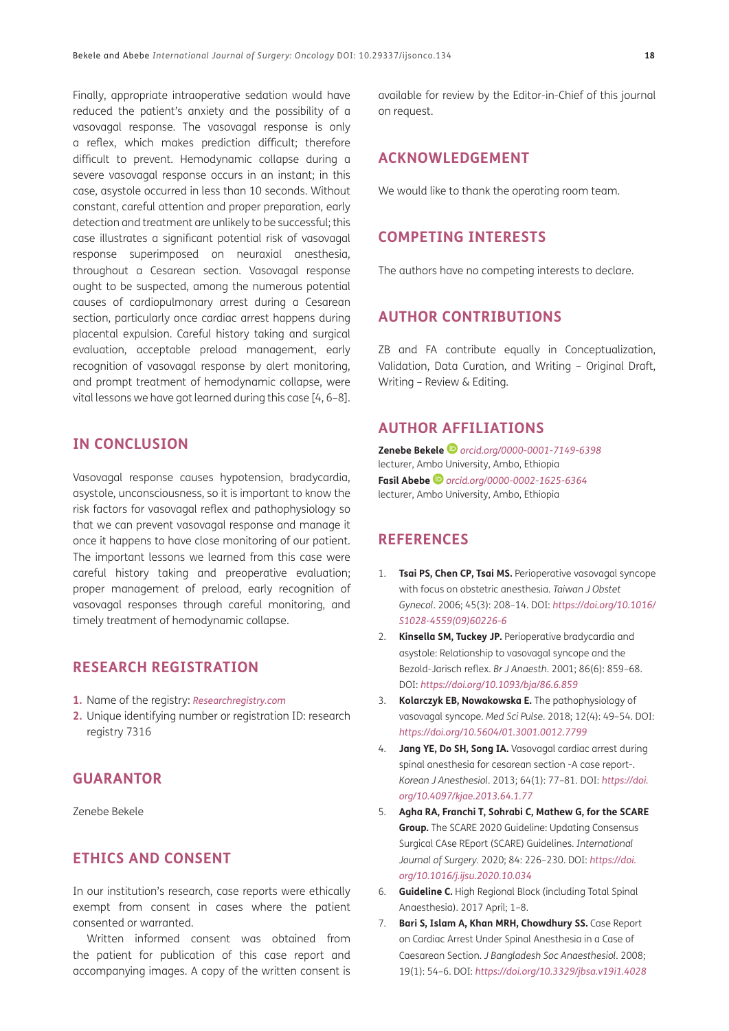Finally, appropriate intraoperative sedation would have reduced the patient's anxiety and the possibility of a vasovagal response. The vasovagal response is only a reflex, which makes prediction difficult; therefore difficult to prevent. Hemodynamic collapse during a severe vasovagal response occurs in an instant; in this case, asystole occurred in less than 10 seconds. Without constant, careful attention and proper preparation, early detection and treatment are unlikely to be successful; this case illustrates a significant potential risk of vasovagal response superimposed on neuraxial anesthesia, throughout a Cesarean section. Vasovagal response ought to be suspected, among the numerous potential causes of cardiopulmonary arrest during a Cesarean section, particularly once cardiac arrest happens during placental expulsion. Careful history taking and surgical evaluation, acceptable preload management, early recognition of vasovagal response by alert monitoring, and prompt treatment of hemodynamic collapse, were vital lessons we have got learned during this case [4, 6–8].

## IN CONCLUSION

Vasovagal response causes hypotension, bradycardia, asystole, unconsciousness, so it is important to know the risk factors for vasovagal reflex and pathophysiology so that we can prevent vasovagal response and manage it once it happens to have close monitoring of our patient. The important lessons we learned from this case were careful history taking and preoperative evaluation; proper management of preload, early recognition of vasovagal responses through careful monitoring, and timely treatment of hemodynamic collapse.

## RESEARCH REGISTRATION

1. Name of the registry: *Researchregistry.com*
2. Unique identifying number or registration ID: research registry 7316

## GUARANTOR

Zenebe Bekele

## ETHICS AND CONSENT

In our institution's research, case reports were ethically exempt from consent in cases where the patient consented or warranted.

Written informed consent was obtained from the patient for publication of this case report and accompanying images. A copy of the written consent is available for review by the Editor-in-Chief of this journal on request.

## ACKNOWLEDGEMENT

We would like to thank the operating room team.

## COMPETING INTERESTS

The authors have no competing interests to declare.

## AUTHOR CONTRIBUTIONS

ZB and FA contribute equally in Conceptualization, Validation, Data Curation, and Writing – Original Draft, Writing – Review & Editing.

## AUTHOR AFFILIATIONS

**Zenebe Bekele** *orcid.org/0000-0001-7149-6398*
lecturer, Ambo University, Ambo, Ethiopia

**Fasil Abebe** *orcid.org/0000-0002-1625-6364*
lecturer, Ambo University, Ambo, Ethiopia

## REFERENCES

1. **Tsai PS, Chen CP, Tsai MS.** Perioperative vasovagal syncope with focus on obstetric anesthesia. *Taiwan J Obstet Gynecol*. 2006; 45(3): 208–14. DOI: *https://doi.org/10.1016/S1028-4559(09)60226-6*
2. **Kinsella SM, Tuckey JP.** Perioperative bradycardia and asystole: Relationship to vasovagal syncope and the Bezold-Jarisch reflex. *Br J Anaesth*. 2001; 86(6): 859–68. DOI: *https://doi.org/10.1093/bja/86.6.859*
3. **Kolarczyk EB, Nowakowska E.** The pathophysiology of vasovagal syncope. *Med Sci Pulse*. 2018; 12(4): 49–54. DOI: *https://doi.org/10.5604/01.3001.0012.7799*
4. **Jang YE, Do SH, Song IA.** Vasovagal cardiac arrest during spinal anesthesia for cesarean section -A case report-. *Korean J Anesthesiol*. 2013; 64(1): 77–81. DOI: *https://doi.org/10.4097/kjae.2013.64.1.77*
5. **Agha RA, Franchi T, Sohrabi C, Mathew G, for the SCARE Group.** The SCARE 2020 Guideline: Updating Consensus Surgical CAse REport (SCARE) Guidelines. *International Journal of Surgery*. 2020; 84: 226–230. DOI: *https://doi.org/10.1016/j.ijsu.2020.10.034*
6. **Guideline C.** High Regional Block (including Total Spinal Anaesthesia). 2017 April; 1–8.
7. **Bari S, Islam A, Khan MRH, Chowdhury SS.** Case Report on Cardiac Arrest Under Spinal Anesthesia in a Case of Caesarean Section. *J Bangladesh Soc Anaesthesiol*. 2008; 19(1): 54–6. DOI: *https://doi.org/10.3329/jbsa.v19i1.4028*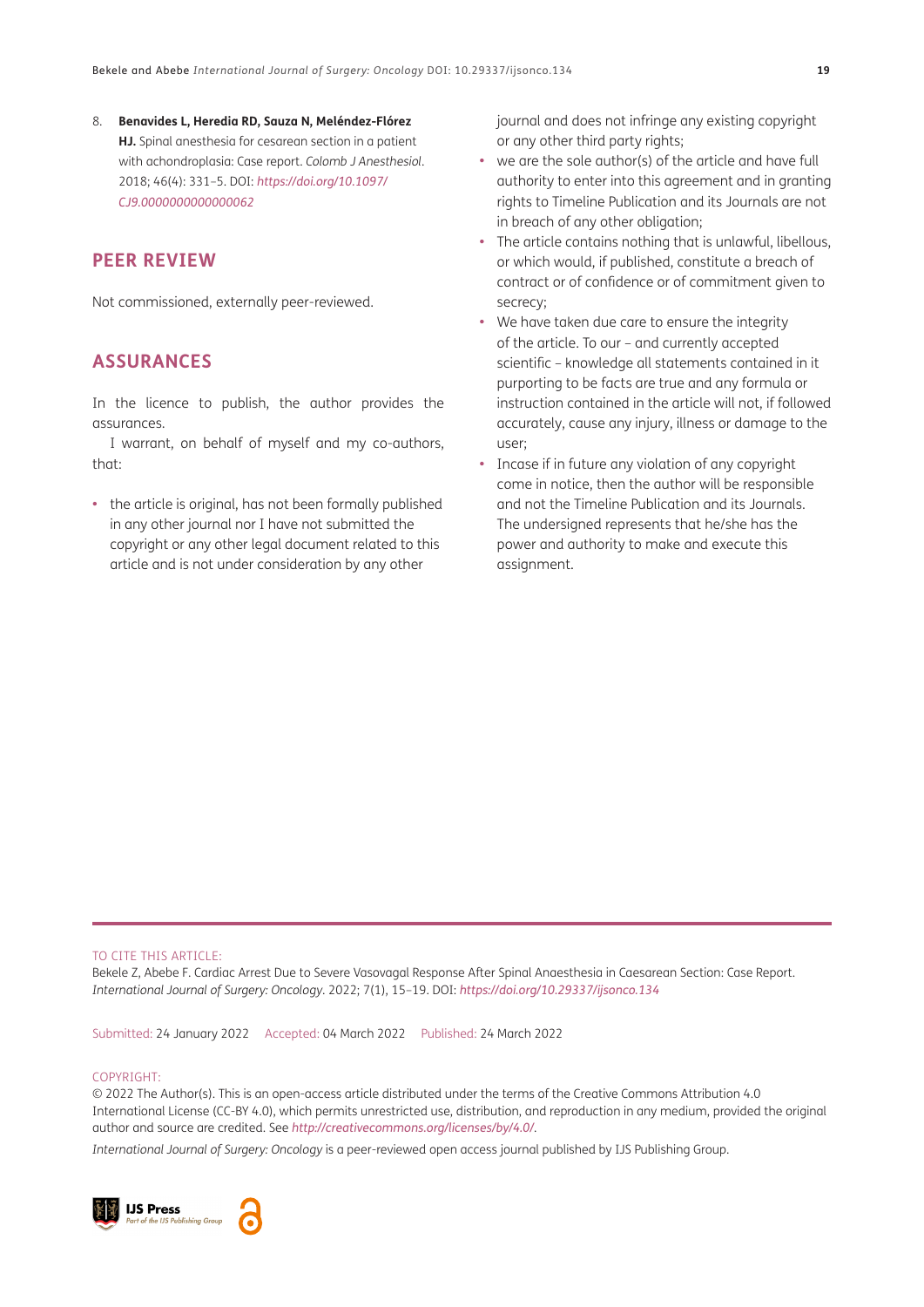8. **Benavides L, Heredia RD, Sauza N, Meléndez-Flórez HJ.** Spinal anesthesia for cesarean section in a patient with achondroplasia: Case report. *Colomb J Anesthesiol*. 2018; 46(4): 331–5. DOI: *https://doi.org/10.1097/CJ9.0000000000000062*

## PEER REVIEW

Not commissioned, externally peer-reviewed.

## ASSURANCES

In the licence to publish, the author provides the assurances.

I warrant, on behalf of myself and my co-authors, that:

- the article is original, has not been formally published in any other journal nor I have not submitted the copyright or any other legal document related to this article and is not under consideration by any other journal and does not infringe any existing copyright or any other third party rights;
- we are the sole author(s) of the article and have full authority to enter into this agreement and in granting rights to Timeline Publication and its Journals are not in breach of any other obligation;
- The article contains nothing that is unlawful, libellous, or which would, if published, constitute a breach of contract or of confidence or of commitment given to secrecy;
- We have taken due care to ensure the integrity of the article. To our – and currently accepted scientific – knowledge all statements contained in it purporting to be facts are true and any formula or instruction contained in the article will not, if followed accurately, cause any injury, illness or damage to the user;
- Incase if in future any violation of any copyright come in notice, then the author will be responsible and not the Timeline Publication and its Journals. The undersigned represents that he/she has the power and authority to make and execute this assignment.

TO CITE THIS ARTICLE:

Bekele Z, Abebe F. Cardiac Arrest Due to Severe Vasovagal Response After Spinal Anaesthesia in Caesarean Section: Case Report. *International Journal of Surgery: Oncology*. 2022; 7(1), 15–19. DOI: *https://doi.org/10.29337/ijsonco.134*

Submitted: 24 January 2022 Accepted: 04 March 2022 Published: 24 March 2022

COPYRIGHT:

© 2022 The Author(s). This is an open-access article distributed under the terms of the Creative Commons Attribution 4.0 International License (CC-BY 4.0), which permits unrestricted use, distribution, and reproduction in any medium, provided the original author and source are credited. See *http://creativecommons.org/licenses/by/4.0/*.

*International Journal of Surgery: Oncology* is a peer-reviewed open access journal published by IJS Publishing Group.

IJS Press
*Part of the IJS Publishing Group*